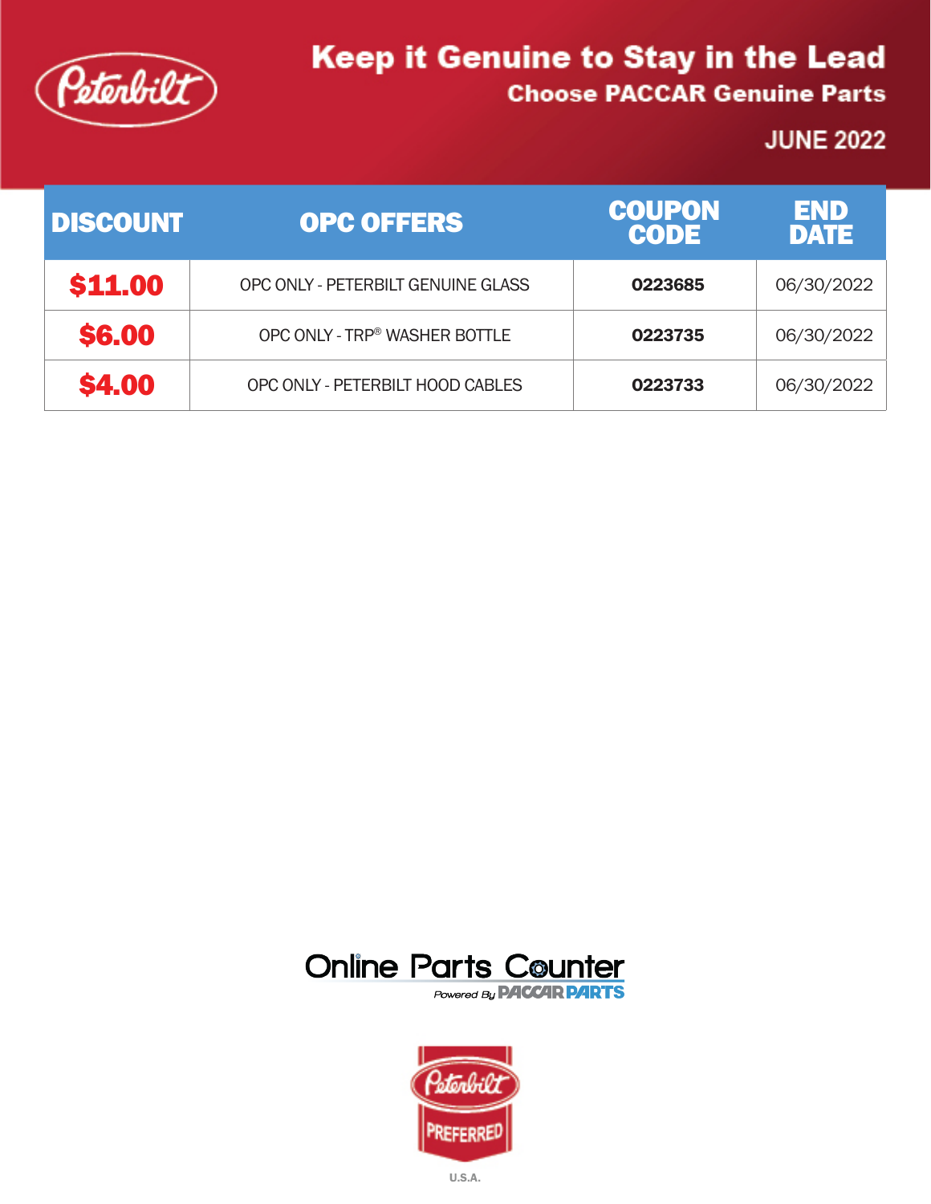# Keep it Genuine to Stay in the Lead

## Choose PACCAR Genuine Parts

JUNE 2022

| DISCOUNT | OPC OFFERS | COUPON CODE | END DATE |
|---|---|---|---|
| $11.00 | OPC ONLY - PETERBILT GENUINE GLASS | 0223685 | 06/30/2022 |
| $6.00 | OPC ONLY - TRP® WASHER BOTTLE | 0223735 | 06/30/2022 |
| $4.00 | OPC ONLY - PETERBILT HOOD CABLES | 0223733 | 06/30/2022 |

Online Parts Counter
Powered By PACCAR PARTS

Peterbilt PREFERRED

U.S.A.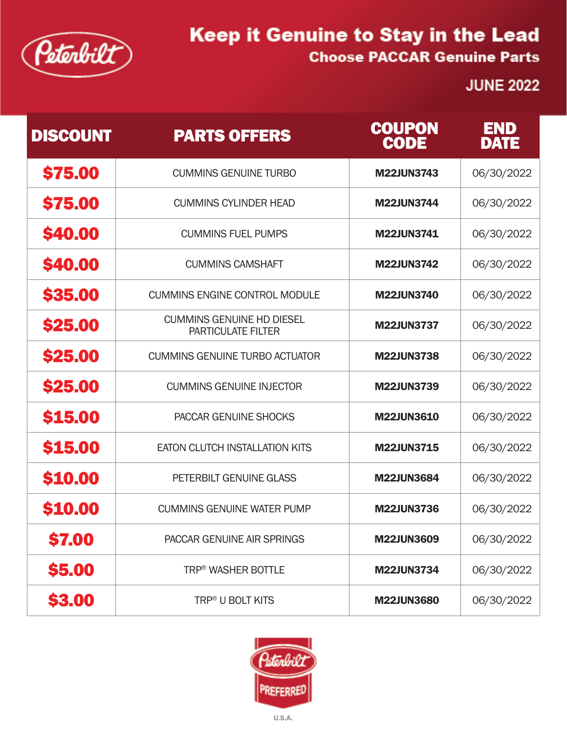# Keep it Genuine to Stay in the Lead

## Choose PACCAR Genuine Parts

JUNE 2022

| DISCOUNT | PARTS OFFERS | COUPON CODE | END DATE |
|---|---|---|---|
| $75.00 | CUMMINS GENUINE TURBO | M22JUN3743 | 06/30/2022 |
| $75.00 | CUMMINS CYLINDER HEAD | M22JUN3744 | 06/30/2022 |
| $40.00 | CUMMINS FUEL PUMPS | M22JUN3741 | 06/30/2022 |
| $40.00 | CUMMINS CAMSHAFT | M22JUN3742 | 06/30/2022 |
| $35.00 | CUMMINS ENGINE CONTROL MODULE | M22JUN3740 | 06/30/2022 |
| $25.00 | CUMMINS GENUINE HD DIESEL PARTICULATE FILTER | M22JUN3737 | 06/30/2022 |
| $25.00 | CUMMINS GENUINE TURBO ACTUATOR | M22JUN3738 | 06/30/2022 |
| $25.00 | CUMMINS GENUINE INJECTOR | M22JUN3739 | 06/30/2022 |
| $15.00 | PACCAR GENUINE SHOCKS | M22JUN3610 | 06/30/2022 |
| $15.00 | EATON CLUTCH INSTALLATION KITS | M22JUN3715 | 06/30/2022 |
| $10.00 | PETERBILT GENUINE GLASS | M22JUN3684 | 06/30/2022 |
| $10.00 | CUMMINS GENUINE WATER PUMP | M22JUN3736 | 06/30/2022 |
| $7.00 | PACCAR GENUINE AIR SPRINGS | M22JUN3609 | 06/30/2022 |
| $5.00 | TRP® WASHER BOTTLE | M22JUN3734 | 06/30/2022 |
| $3.00 | TRP® U BOLT KITS | M22JUN3680 | 06/30/2022 |

Peterbilt PREFERRED

U.S.A.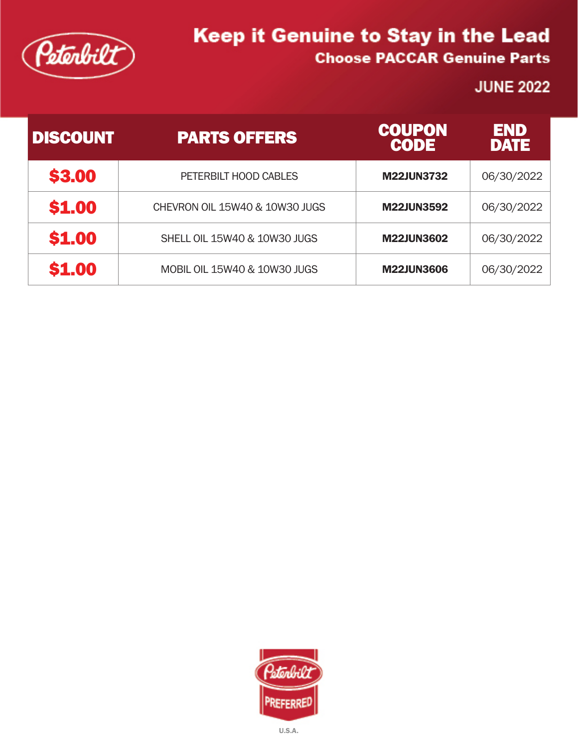# Keep it Genuine to Stay in the Lead

## Choose PACCAR Genuine Parts

JUNE 2022

| DISCOUNT | PARTS OFFERS | COUPON CODE | END DATE |
|---|---|---|---|
| **$3.00** | PETERBILT HOOD CABLES | **M22JUN3732** | 06/30/2022 |
| **$1.00** | CHEVRON OIL 15W40 & 10W30 JUGS | **M22JUN3592** | 06/30/2022 |
| **$1.00** | SHELL OIL 15W40 & 10W30 JUGS | **M22JUN3602** | 06/30/2022 |
| **$1.00** | MOBIL OIL 15W40 & 10W30 JUGS | **M22JUN3606** | 06/30/2022 |

PREFERRED

U.S.A.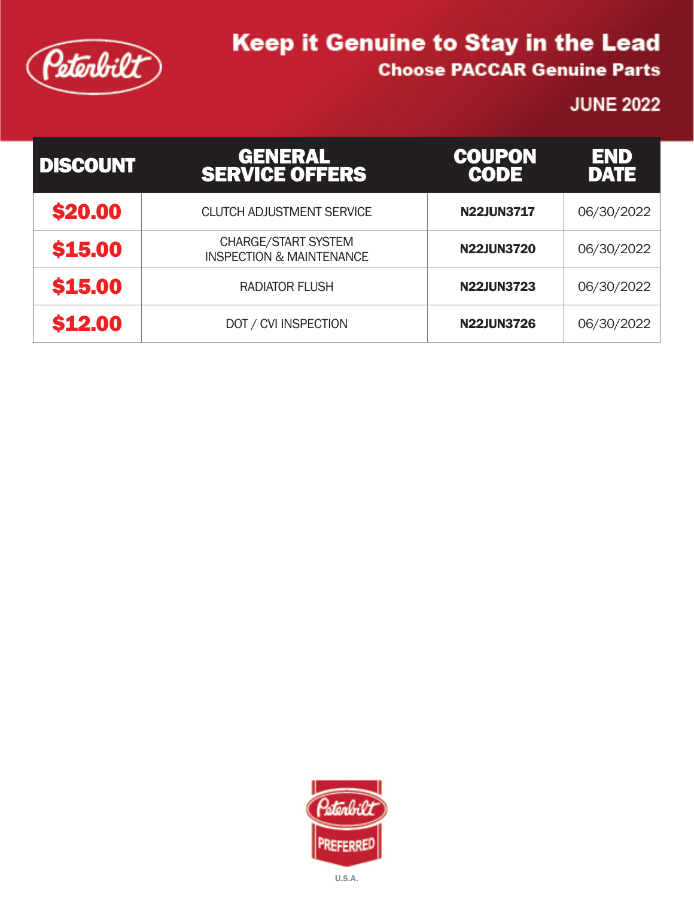# Keep it Genuine to Stay in the Lead

## Choose PACCAR Genuine Parts

JUNE 2022

| DISCOUNT | GENERAL SERVICE OFFERS | COUPON CODE | END DATE |
|---|---|---|---|
| **$20.00** | CLUTCH ADJUSTMENT SERVICE | **N22JUN3717** | 06/30/2022 |
| **$15.00** | CHARGE/START SYSTEM INSPECTION & MAINTENANCE | **N22JUN3720** | 06/30/2022 |
| **$15.00** | RADIATOR FLUSH | **N22JUN3723** | 06/30/2022 |
| **$12.00** | DOT / CVI INSPECTION | **N22JUN3726** | 06/30/2022 |

Peterbilt PREFERRED

U.S.A.